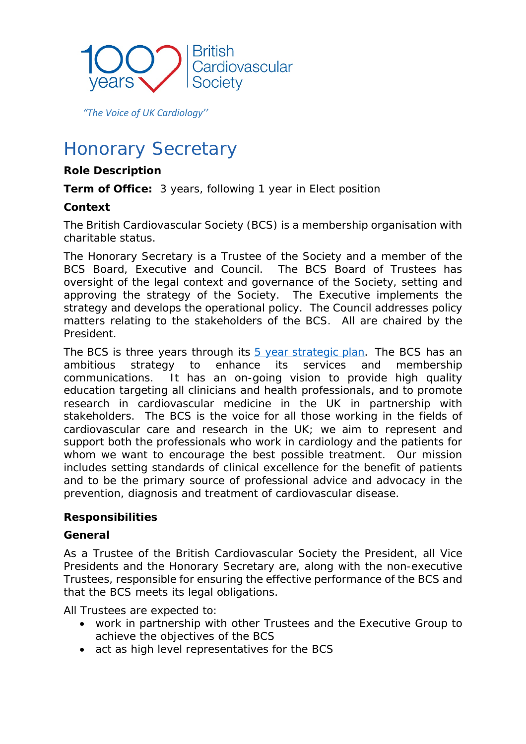100 years British Cardiovascular Society

*"The Voice of UK Cardiology"*

# Honorary Secretary

**Role Description**

**Term of Office:** 3 years, following 1 year in Elect position

**Context**

The British Cardiovascular Society (BCS) is a membership organisation with charitable status.

The Honorary Secretary is a Trustee of the Society and a member of the BCS Board, Executive and Council. The BCS Board of Trustees has oversight of the legal context and governance of the Society, setting and approving the strategy of the Society. The Executive implements the strategy and develops the operational policy. The Council addresses policy matters relating to the stakeholders of the BCS. All are chaired by the President.

The BCS is three years through its [5 year strategic plan](). The BCS has an ambitious strategy to enhance its services and membership communications. It has an on-going vision to provide high quality education targeting all clinicians and health professionals, and to promote research in cardiovascular medicine in the UK in partnership with stakeholders. The BCS is the voice for all those working in the fields of cardiovascular care and research in the UK; we aim to represent and support both the professionals who work in cardiology and the patients for whom we want to encourage the best possible treatment. Our mission includes setting standards of clinical excellence for the benefit of patients and to be the primary source of professional advice and advocacy in the prevention, diagnosis and treatment of cardiovascular disease.

**Responsibilities**

**General**

As a Trustee of the British Cardiovascular Society the President, all Vice Presidents and the Honorary Secretary are, along with the non-executive Trustees, responsible for ensuring the effective performance of the BCS and that the BCS meets its legal obligations.

All Trustees are expected to:

- work in partnership with other Trustees and the Executive Group to achieve the objectives of the BCS
- act as high level representatives for the BCS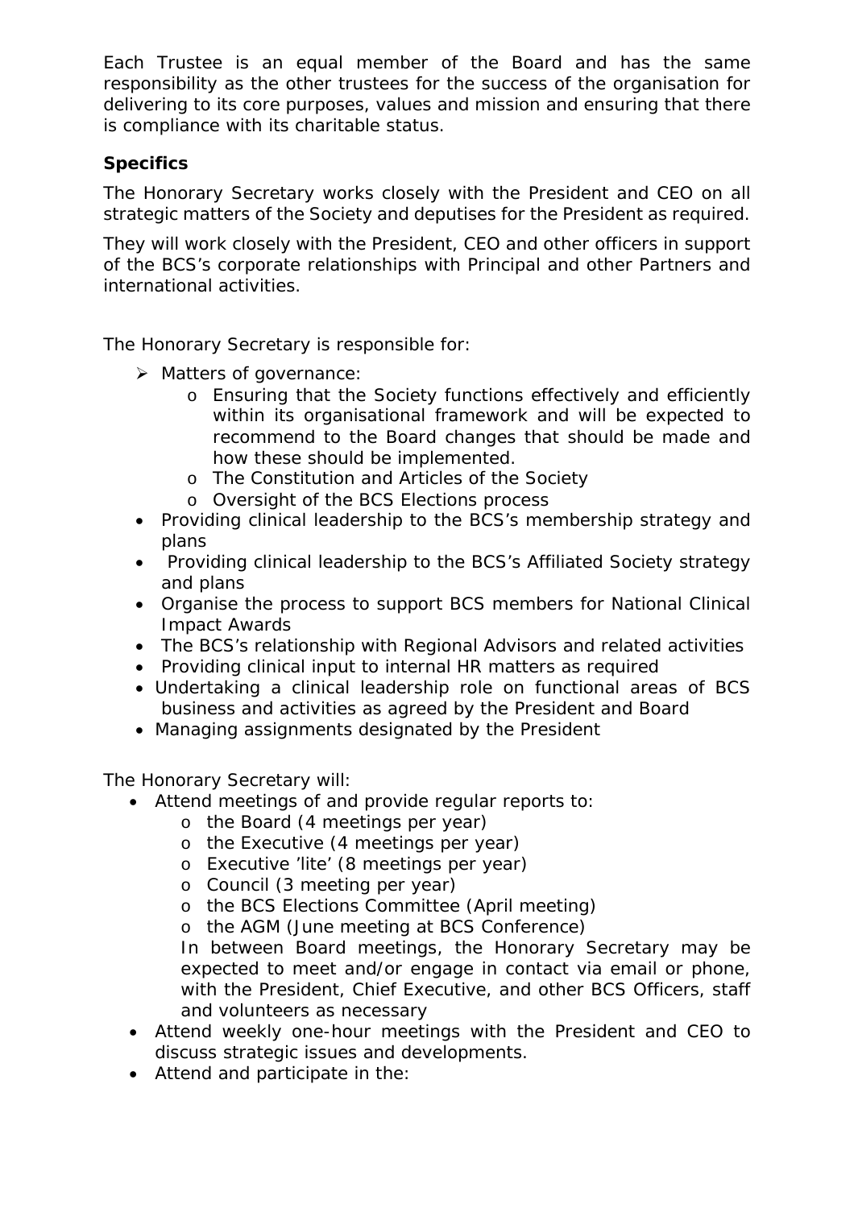Each Trustee is an equal member of the Board and has the same responsibility as the other trustees for the success of the organisation for delivering to its core purposes, values and mission and ensuring that there is compliance with its charitable status.

**Specifics**

The Honorary Secretary works closely with the President and CEO on all strategic matters of the Society and deputises for the President as required.

They will work closely with the President, CEO and other officers in support of the BCS's corporate relationships with Principal and other Partners and international activities.

The Honorary Secretary is responsible for:

- Matters of governance:
  - Ensuring that the Society functions effectively and efficiently within its organisational framework and will be expected to recommend to the Board changes that should be made and how these should be implemented.
  - The Constitution and Articles of the Society
  - Oversight of the BCS Elections process
- Providing clinical leadership to the BCS's membership strategy and plans
- Providing clinical leadership to the BCS's Affiliated Society strategy and plans
- Organise the process to support BCS members for National Clinical Impact Awards
- The BCS's relationship with Regional Advisors and related activities
- Providing clinical input to internal HR matters as required
- Undertaking a clinical leadership role on functional areas of BCS business and activities as agreed by the President and Board
- Managing assignments designated by the President

The Honorary Secretary will:

- Attend meetings of and provide regular reports to:
  - the Board (4 meetings per year)
  - the Executive (4 meetings per year)
  - Executive 'lite' (8 meetings per year)
  - Council (3 meeting per year)
  - the BCS Elections Committee (April meeting)
  - the AGM (June meeting at BCS Conference)

  In between Board meetings, the Honorary Secretary may be expected to meet and/or engage in contact via email or phone, with the President, Chief Executive, and other BCS Officers, staff and volunteers as necessary
- Attend weekly one-hour meetings with the President and CEO to discuss strategic issues and developments.
- Attend and participate in the: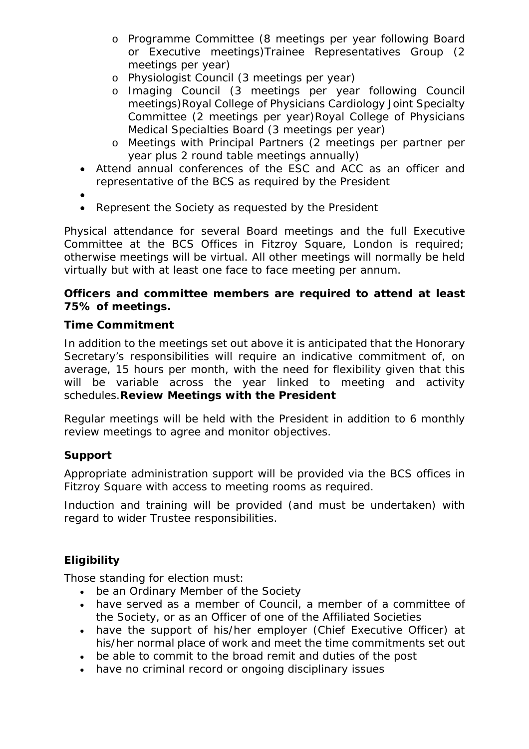- Programme Committee (8 meetings per year following Board or Executive meetings)Trainee Representatives Group (2 meetings per year)
  - Physiologist Council (3 meetings per year)
  - Imaging Council (3 meetings per year following Council meetings)Royal College of Physicians Cardiology Joint Specialty Committee (2 meetings per year)Royal College of Physicians Medical Specialties Board (3 meetings per year)
  - Meetings with Principal Partners (2 meetings per partner per year plus 2 round table meetings annually)
- Attend annual conferences of the ESC and ACC as an officer and representative of the BCS as required by the President
- 
- Represent the Society as requested by the President

Physical attendance for several Board meetings and the full Executive Committee at the BCS Offices in Fitzroy Square, London is required; otherwise meetings will be virtual. All other meetings will normally be held virtually but with at least one face to face meeting per annum.

**Officers and committee members are required to attend at least 75% of meetings.**

**Time Commitment**

In addition to the meetings set out above it is anticipated that the Honorary Secretary's responsibilities will require an indicative commitment of, on average, 15 hours per month, with the need for flexibility given that this will be variable across the year linked to meeting and activity schedules.**Review Meetings with the President**

Regular meetings will be held with the President in addition to 6 monthly review meetings to agree and monitor objectives.

**Support**

Appropriate administration support will be provided via the BCS offices in Fitzroy Square with access to meeting rooms as required.

Induction and training will be provided (and must be undertaken) with regard to wider Trustee responsibilities.

**Eligibility**

Those standing for election must:

- be an Ordinary Member of the Society
- have served as a member of Council, a member of a committee of the Society, or as an Officer of one of the Affiliated Societies
- have the support of his/her employer (Chief Executive Officer) at his/her normal place of work and meet the time commitments set out
- be able to commit to the broad remit and duties of the post
- have no criminal record or ongoing disciplinary issues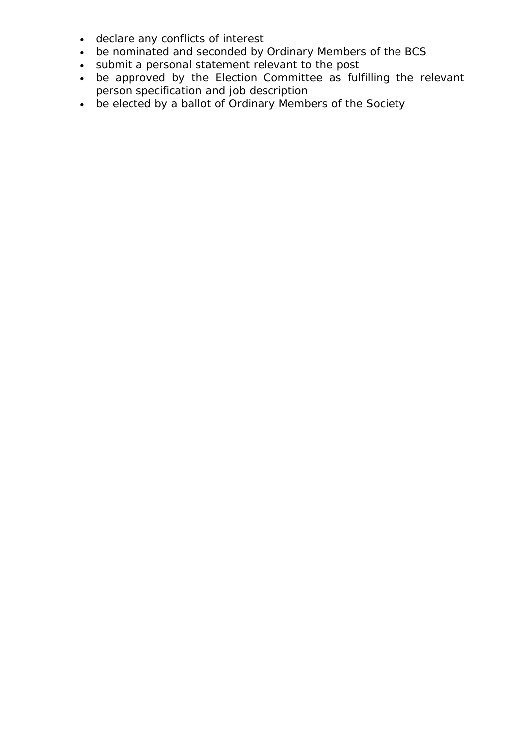- declare any conflicts of interest
- be nominated and seconded by Ordinary Members of the BCS
- submit a personal statement relevant to the post
- be approved by the Election Committee as fulfilling the relevant person specification and job description
- be elected by a ballot of Ordinary Members of the Society